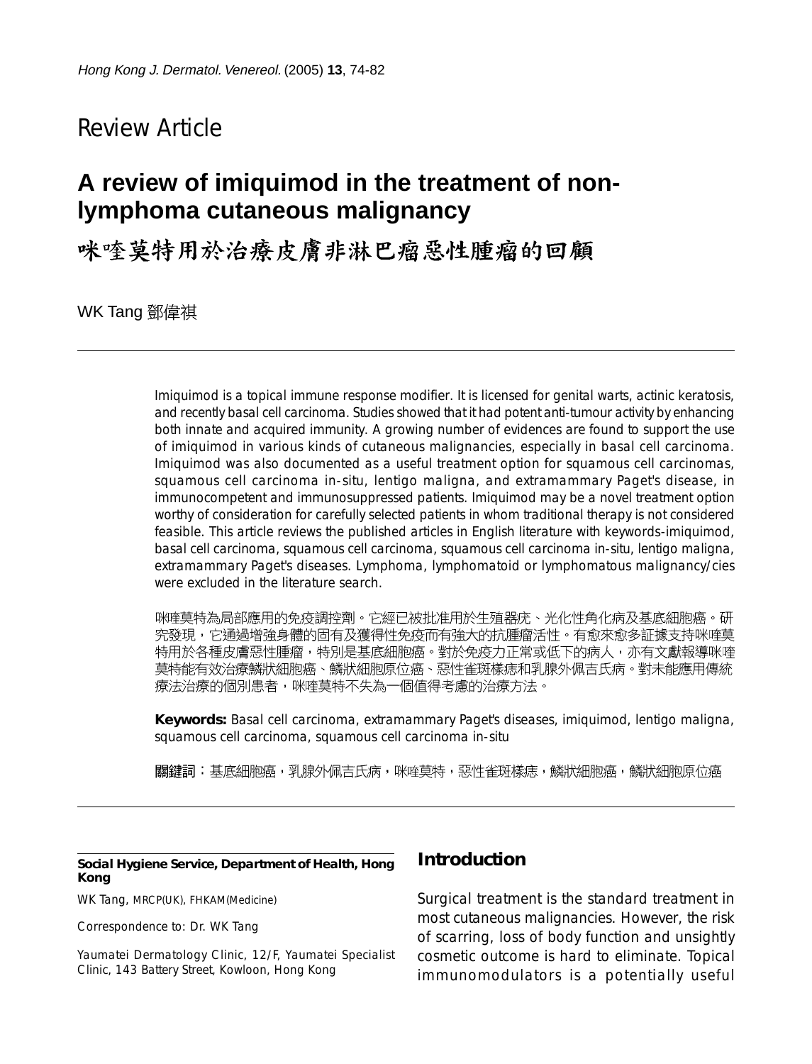Review Article

# A review of imiquimod in the treatment of non-lymphoma cutaneous malignancy

# 咪喹莫特用於治療皮膚非淋巴瘤惡性腫瘤的回顧

WK Tang 鄧偉祺

Imiquimod is a topical immune response modifier. It is licensed for genital warts, actinic keratosis, and recently basal cell carcinoma. Studies showed that it had potent anti-tumour activity by enhancing both innate and acquired immunity. A growing number of evidences are found to support the use of imiquimod in various kinds of cutaneous malignancies, especially in basal cell carcinoma. Imiquimod was also documented as a useful treatment option for squamous cell carcinomas, squamous cell carcinoma in-situ, lentigo maligna, and extramammary Paget's disease, in immunocompetent and immunosuppressed patients. Imiquimod may be a novel treatment option worthy of consideration for carefully selected patients in whom traditional therapy is not considered feasible. This article reviews the published articles in English literature with keywords-imiquimod, basal cell carcinoma, squamous cell carcinoma, squamous cell carcinoma in-situ, lentigo maligna, extramammary Paget's diseases. Lymphoma, lymphomatoid or lymphomatous malignancy/cies were excluded in the literature search.

咪喹莫特為局部應用的免疫調控劑。它經已被批准用於生殖器疣、光化性角化病及基底細胞癌。研究發現，它通過增強身體的固有及獲得性免疫而有強大的抗腫瘤活性。有愈來愈多証據支持咪喹莫特用於各種皮膚惡性腫瘤，特別是基底細胞癌。對於免疫力正常或低下的病人，亦有文獻報導咪喹莫特能有效治療鱗狀細胞癌、鱗狀細胞原位癌、惡性雀斑樣痣和乳腺外佩吉氏病。對未能應用傳統療法治療的個別患者，咪喹莫特不失為一個值得考慮的治療方法。

**Keywords:** Basal cell carcinoma, extramammary Paget's diseases, imiquimod, lentigo maligna, squamous cell carcinoma, squamous cell carcinoma in-situ

**關鍵詞**：基底細胞癌，乳腺外佩吉氏病，咪喹莫特，惡性雀斑樣痣，鱗狀細胞癌，鱗狀細胞原位癌

**Social Hygiene Service, Department of Health, Hong Kong**

WK Tang, MRCP(UK), FHKAM(Medicine)

Correspondence to: Dr. WK Tang

Yaumatei Dermatology Clinic, 12/F, Yaumatei Specialist Clinic, 143 Battery Street, Kowloon, Hong Kong

## Introduction

Surgical treatment is the standard treatment in most cutaneous malignancies. However, the risk of scarring, loss of body function and unsightly cosmetic outcome is hard to eliminate. Topical immunomodulators is a potentially useful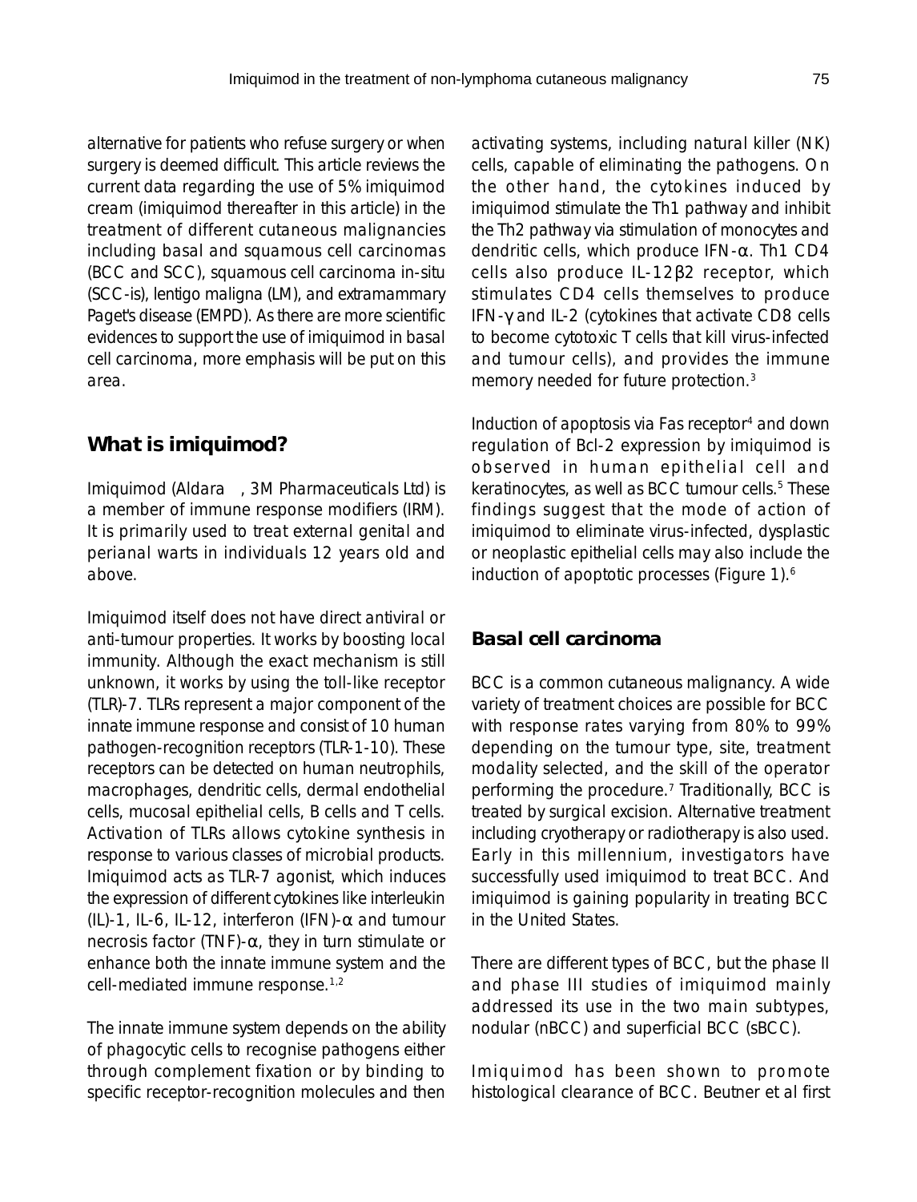alternative for patients who refuse surgery or when surgery is deemed difficult. This article reviews the current data regarding the use of 5% imiquimod cream (imiquimod thereafter in this article) in the treatment of different cutaneous malignancies including basal and squamous cell carcinomas (BCC and SCC), squamous cell carcinoma in-situ (SCC-is), lentigo maligna (LM), and extramammary Paget's disease (EMPD). As there are more scientific evidences to support the use of imiquimod in basal cell carcinoma, more emphasis will be put on this area.

## What is imiquimod?

Imiquimod (Aldara , 3M Pharmaceuticals Ltd) is a member of immune response modifiers (IRM). It is primarily used to treat external genital and perianal warts in individuals 12 years old and above.

Imiquimod itself does not have direct antiviral or anti-tumour properties. It works by boosting local immunity. Although the exact mechanism is still unknown, it works by using the toll-like receptor (TLR)-7. TLRs represent a major component of the innate immune response and consist of 10 human pathogen-recognition receptors (TLR-1-10). These receptors can be detected on human neutrophils, macrophages, dendritic cells, dermal endothelial cells, mucosal epithelial cells, B cells and T cells. Activation of TLRs allows cytokine synthesis in response to various classes of microbial products. Imiquimod acts as TLR-7 agonist, which induces the expression of different cytokines like interleukin (IL)-1, IL-6, IL-12, interferon (IFN)-α and tumour necrosis factor (TNF)-α, they in turn stimulate or enhance both the innate immune system and the cell-mediated immune response.[1,2]

The innate immune system depends on the ability of phagocytic cells to recognise pathogens either through complement fixation or by binding to specific receptor-recognition molecules and then activating systems, including natural killer (NK) cells, capable of eliminating the pathogens. On the other hand, the cytokines induced by imiquimod stimulate the Th1 pathway and inhibit the Th2 pathway via stimulation of monocytes and dendritic cells, which produce IFN-α. Th1 CD4 cells also produce IL-12β2 receptor, which stimulates CD4 cells themselves to produce IFN-γ and IL-2 (cytokines that activate CD8 cells to become cytotoxic T cells that kill virus-infected and tumour cells), and provides the immune memory needed for future protection.[3]

Induction of apoptosis via Fas receptor[4] and down regulation of Bcl-2 expression by imiquimod is observed in human epithelial cell and keratinocytes, as well as BCC tumour cells.[5] These findings suggest that the mode of action of imiquimod to eliminate virus-infected, dysplastic or neoplastic epithelial cells may also include the induction of apoptotic processes (Figure 1).[6]

### Basal cell carcinoma

BCC is a common cutaneous malignancy. A wide variety of treatment choices are possible for BCC with response rates varying from 80% to 99% depending on the tumour type, site, treatment modality selected, and the skill of the operator performing the procedure.[7] Traditionally, BCC is treated by surgical excision. Alternative treatment including cryotherapy or radiotherapy is also used. Early in this millennium, investigators have successfully used imiquimod to treat BCC. And imiquimod is gaining popularity in treating BCC in the United States.

There are different types of BCC, but the phase II and phase III studies of imiquimod mainly addressed its use in the two main subtypes, nodular (nBCC) and superficial BCC (sBCC).

Imiquimod has been shown to promote histological clearance of BCC. Beutner et al first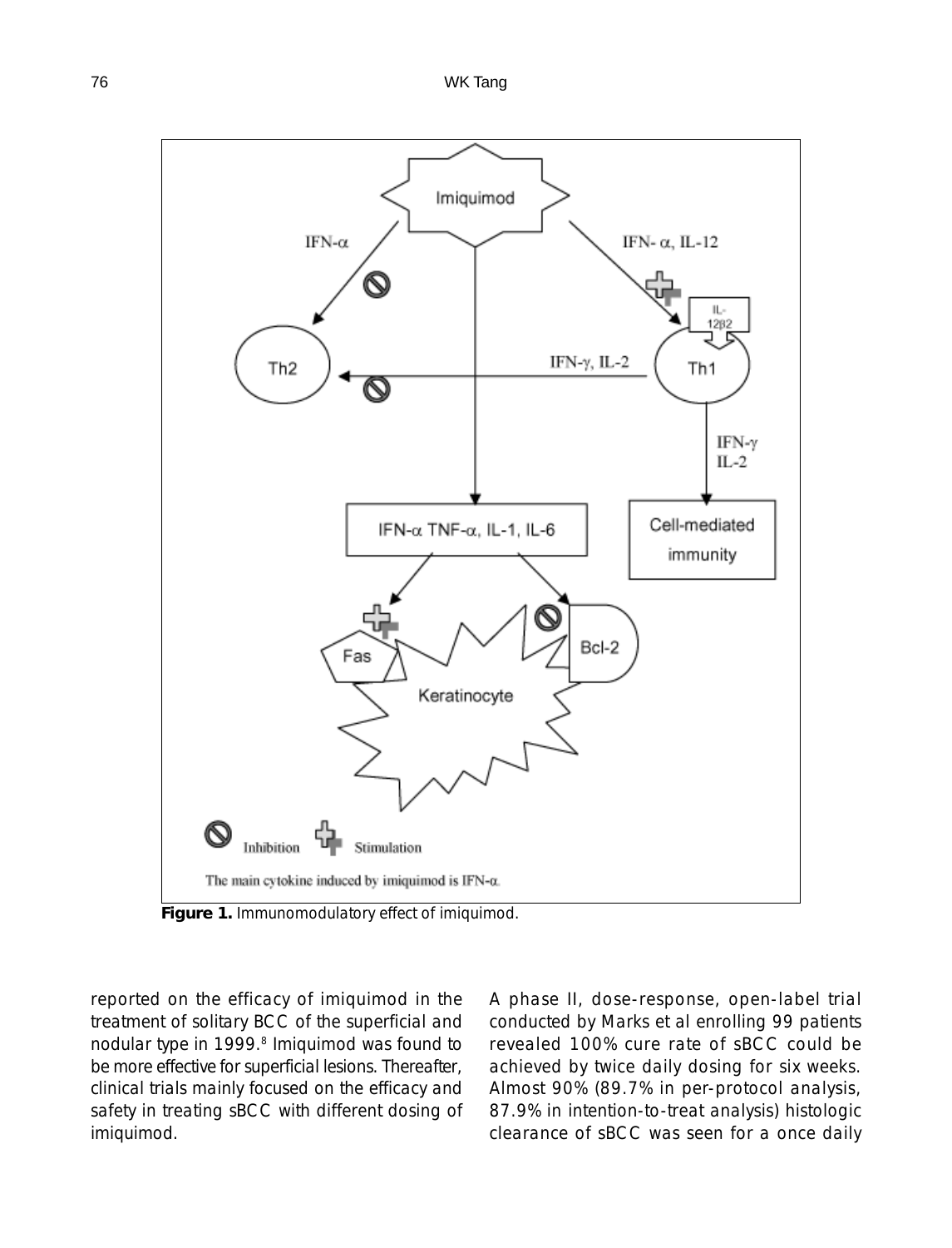**Figure 1.** Immunomodulatory effect of imiquimod.

reported on the efficacy of imiquimod in the treatment of solitary BCC of the superficial and nodular type in 1999.[8] Imiquimod was found to be more effective for superficial lesions. Thereafter, clinical trials mainly focused on the efficacy and safety in treating sBCC with different dosing of imiquimod.

A phase II, dose-response, open-label trial conducted by Marks et al enrolling 99 patients revealed 100% cure rate of sBCC could be achieved by twice daily dosing for six weeks. Almost 90% (89.7% in per-protocol analysis, 87.9% in intention-to-treat analysis) histologic clearance of sBCC was seen for a once daily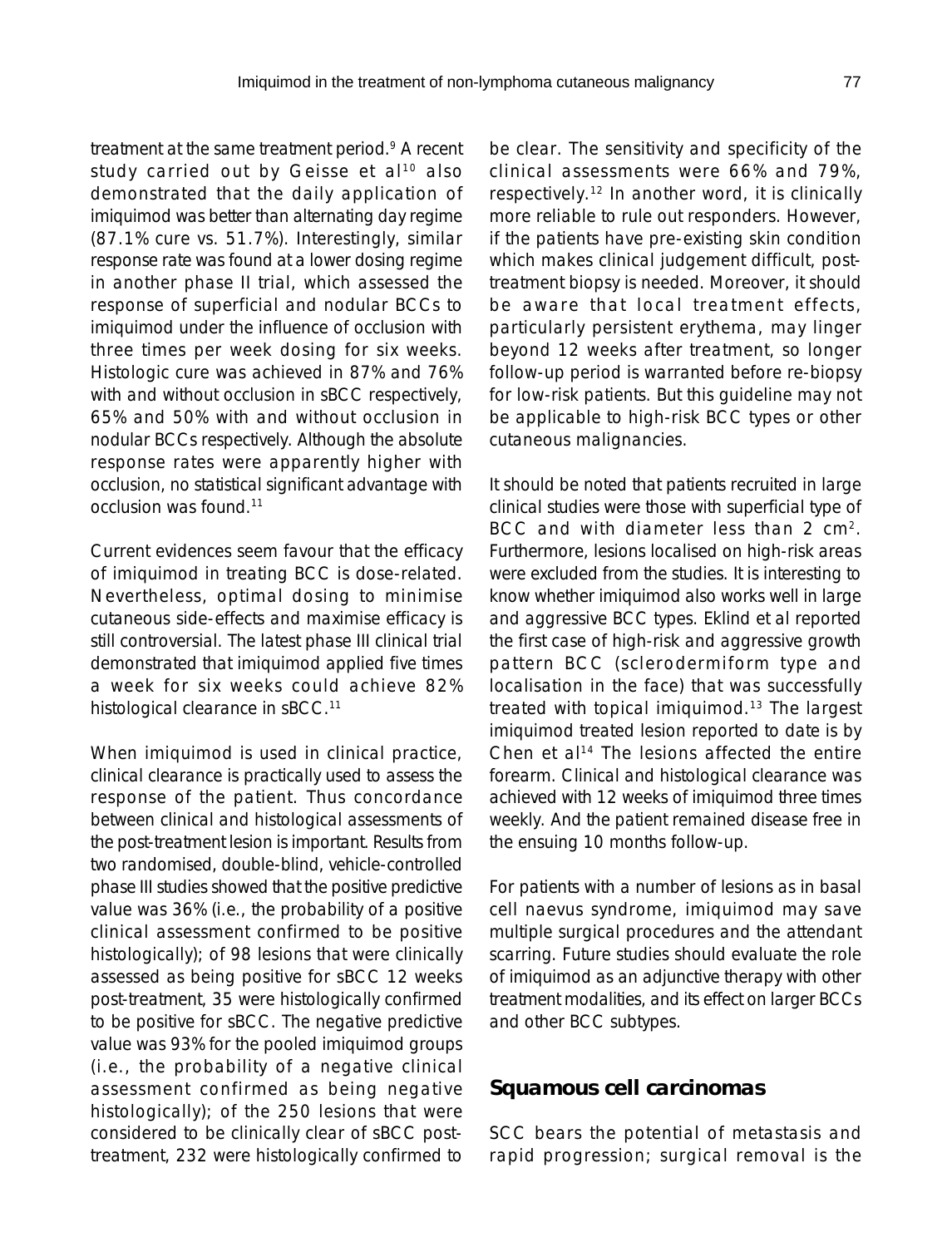treatment at the same treatment period.[9] A recent study carried out by Geisse et al[10] also demonstrated that the daily application of imiquimod was better than alternating day regime (87.1% cure vs. 51.7%). Interestingly, similar response rate was found at a lower dosing regime in another phase II trial, which assessed the response of superficial and nodular BCCs to imiquimod under the influence of occlusion with three times per week dosing for six weeks. Histologic cure was achieved in 87% and 76% with and without occlusion in sBCC respectively, 65% and 50% with and without occlusion in nodular BCCs respectively. Although the absolute response rates were apparently higher with occlusion, no statistical significant advantage with occlusion was found.[11]

Current evidences seem favour that the efficacy of imiquimod in treating BCC is dose-related. Nevertheless, optimal dosing to minimise cutaneous side-effects and maximise efficacy is still controversial. The latest phase III clinical trial demonstrated that imiquimod applied five times a week for six weeks could achieve 82% histological clearance in sBCC.[11]

When imiquimod is used in clinical practice, clinical clearance is practically used to assess the response of the patient. Thus concordance between clinical and histological assessments of the post-treatment lesion is important. Results from two randomised, double-blind, vehicle-controlled phase III studies showed that the positive predictive value was 36% (i.e., the probability of a positive clinical assessment confirmed to be positive histologically); of 98 lesions that were clinically assessed as being positive for sBCC 12 weeks post-treatment, 35 were histologically confirmed to be positive for sBCC. The negative predictive value was 93% for the pooled imiquimod groups (i.e., the probability of a negative clinical assessment confirmed as being negative histologically); of the 250 lesions that were considered to be clinically clear of sBCC post-treatment, 232 were histologically confirmed to be clear. The sensitivity and specificity of the clinical assessments were 66% and 79%, respectively.[12] In another word, it is clinically more reliable to rule out responders. However, if the patients have pre-existing skin condition which makes clinical judgement difficult, post-treatment biopsy is needed. Moreover, it should be aware that local treatment effects, particularly persistent erythema, may linger beyond 12 weeks after treatment, so longer follow-up period is warranted before re-biopsy for low-risk patients. But this guideline may not be applicable to high-risk BCC types or other cutaneous malignancies.

It should be noted that patients recruited in large clinical studies were those with superficial type of BCC and with diameter less than 2 $cm^2$. Furthermore, lesions localised on high-risk areas were excluded from the studies. It is interesting to know whether imiquimod also works well in large and aggressive BCC types. Eklind et al reported the first case of high-risk and aggressive growth pattern BCC (sclerodermiform type and localisation in the face) that was successfully treated with topical imiquimod.[13] The largest imiquimod treated lesion reported to date is by Chen et al[14] The lesions affected the entire forearm. Clinical and histological clearance was achieved with 12 weeks of imiquimod three times weekly. And the patient remained disease free in the ensuing 10 months follow-up.

For patients with a number of lesions as in basal cell naevus syndrome, imiquimod may save multiple surgical procedures and the attendant scarring. Future studies should evaluate the role of imiquimod as an adjunctive therapy with other treatment modalities, and its effect on larger BCCs and other BCC subtypes.

## Squamous cell carcinomas

SCC bears the potential of metastasis and rapid progression; surgical removal is the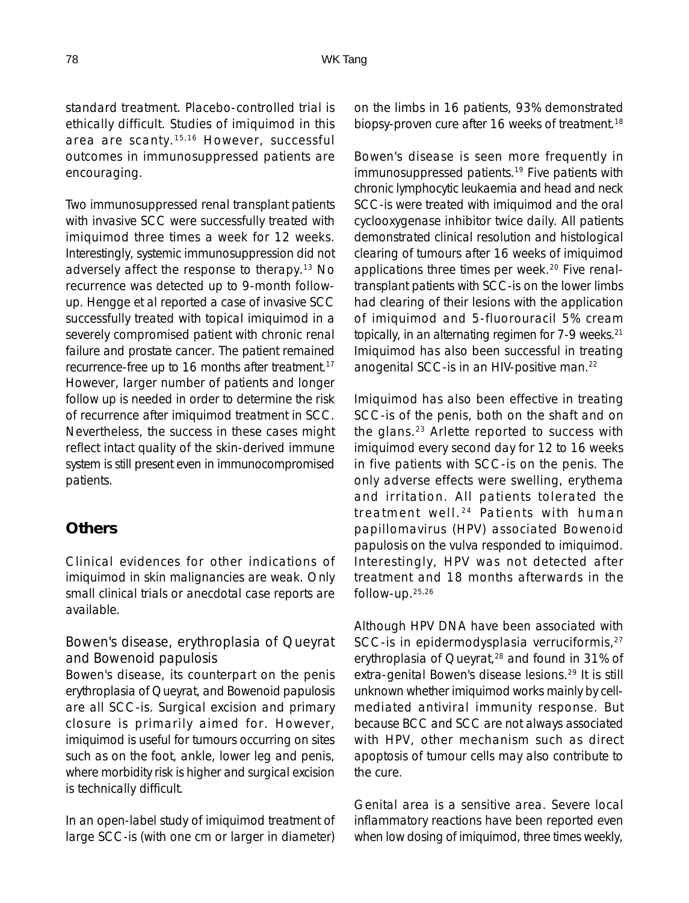standard treatment. Placebo-controlled trial is ethically difficult. Studies of imiquimod in this area are scanty.[15,16] However, successful outcomes in immunosuppressed patients are encouraging.

Two immunosuppressed renal transplant patients with invasive SCC were successfully treated with imiquimod three times a week for 12 weeks. Interestingly, systemic immunosuppression did not adversely affect the response to therapy.[13] No recurrence was detected up to 9-month follow-up. Hengge et al reported a case of invasive SCC successfully treated with topical imiquimod in a severely compromised patient with chronic renal failure and prostate cancer. The patient remained recurrence-free up to 16 months after treatment.[17] However, larger number of patients and longer follow up is needed in order to determine the risk of recurrence after imiquimod treatment in SCC. Nevertheless, the success in these cases might reflect intact quality of the skin-derived immune system is still present even in immunocompromised patients.

## Others

Clinical evidences for other indications of imiquimod in skin malignancies are weak. Only small clinical trials or anecdotal case reports are available.

### Bowen's disease, erythroplasia of Queyrat and Bowenoid papulosis

Bowen's disease, its counterpart on the penis erythroplasia of Queyrat, and Bowenoid papulosis are all SCC-is. Surgical excision and primary closure is primarily aimed for. However, imiquimod is useful for tumours occurring on sites such as on the foot, ankle, lower leg and penis, where morbidity risk is higher and surgical excision is technically difficult.

In an open-label study of imiquimod treatment of large SCC-is (with one cm or larger in diameter) on the limbs in 16 patients, 93% demonstrated biopsy-proven cure after 16 weeks of treatment.[18]

Bowen's disease is seen more frequently in immunosuppressed patients.[19] Five patients with chronic lymphocytic leukaemia and head and neck SCC-is were treated with imiquimod and the oral cyclooxygenase inhibitor twice daily. All patients demonstrated clinical resolution and histological clearing of tumours after 16 weeks of imiquimod applications three times per week.[20] Five renal-transplant patients with SCC-is on the lower limbs had clearing of their lesions with the application of imiquimod and 5-fluorouracil 5% cream topically, in an alternating regimen for 7-9 weeks.[21] Imiquimod has also been successful in treating anogenital SCC-is in an HIV-positive man.[22]

Imiquimod has also been effective in treating SCC-is of the penis, both on the shaft and on the glans.[23] Arlette reported to success with imiquimod every second day for 12 to 16 weeks in five patients with SCC-is on the penis. The only adverse effects were swelling, erythema and irritation. All patients tolerated the treatment well.[24] Patients with human papillomavirus (HPV) associated Bowenoid papulosis on the vulva responded to imiquimod. Interestingly, HPV was not detected after treatment and 18 months afterwards in the follow-up.[25,26]

Although HPV DNA have been associated with SCC-is in epidermodysplasia verruciformis,[27] erythroplasia of Queyrat,[28] and found in 31% of extra-genital Bowen's disease lesions.[29] It is still unknown whether imiquimod works mainly by cell-mediated antiviral immunity response. But because BCC and SCC are not always associated with HPV, other mechanism such as direct apoptosis of tumour cells may also contribute to the cure.

Genital area is a sensitive area. Severe local inflammatory reactions have been reported even when low dosing of imiquimod, three times weekly,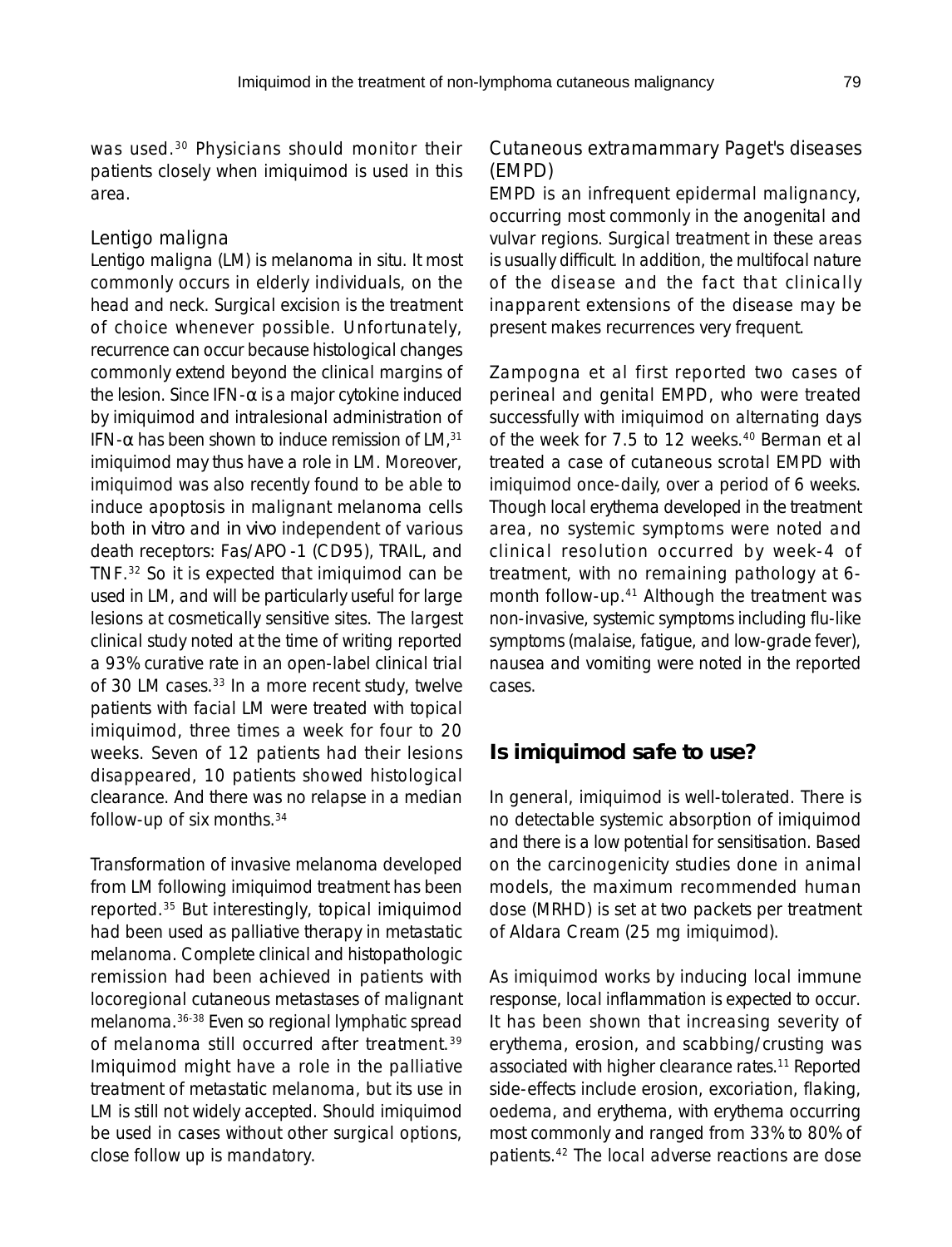was used.[30] Physicians should monitor their patients closely when imiquimod is used in this area.

### Lentigo maligna

Lentigo maligna (LM) is melanoma in situ. It most commonly occurs in elderly individuals, on the head and neck. Surgical excision is the treatment of choice whenever possible. Unfortunately, recurrence can occur because histological changes commonly extend beyond the clinical margins of the lesion. Since IFN-α is a major cytokine induced by imiquimod and intralesional administration of IFN-α has been shown to induce remission of LM,[31] imiquimod may thus have a role in LM. Moreover, imiquimod was also recently found to be able to induce apoptosis in malignant melanoma cells both *in vitro* and *in vivo* independent of various death receptors: Fas/APO-1 (CD95), TRAIL, and TNF.[32] So it is expected that imiquimod can be used in LM, and will be particularly useful for large lesions at cosmetically sensitive sites. The largest clinical study noted at the time of writing reported a 93% curative rate in an open-label clinical trial of 30 LM cases.[33] In a more recent study, twelve patients with facial LM were treated with topical imiquimod, three times a week for four to 20 weeks. Seven of 12 patients had their lesions disappeared, 10 patients showed histological clearance. And there was no relapse in a median follow-up of six months.[34]

Transformation of invasive melanoma developed from LM following imiquimod treatment has been reported.[35] But interestingly, topical imiquimod had been used as palliative therapy in metastatic melanoma. Complete clinical and histopathologic remission had been achieved in patients with locoregional cutaneous metastases of malignant melanoma.[36-38] Even so regional lymphatic spread of melanoma still occurred after treatment.[39] Imiquimod might have a role in the palliative treatment of metastatic melanoma, but its use in LM is still not widely accepted. Should imiquimod be used in cases without other surgical options, close follow up is mandatory.

### Cutaneous extramammary Paget's diseases (EMPD)

EMPD is an infrequent epidermal malignancy, occurring most commonly in the anogenital and vulvar regions. Surgical treatment in these areas is usually difficult. In addition, the multifocal nature of the disease and the fact that clinically inapparent extensions of the disease may be present makes recurrences very frequent.

Zampogna et al first reported two cases of perineal and genital EMPD, who were treated successfully with imiquimod on alternating days of the week for 7.5 to 12 weeks.[40] Berman et al treated a case of cutaneous scrotal EMPD with imiquimod once-daily, over a period of 6 weeks. Though local erythema developed in the treatment area, no systemic symptoms were noted and clinical resolution occurred by week-4 of treatment, with no remaining pathology at 6-month follow-up.[41] Although the treatment was non-invasive, systemic symptoms including flu-like symptoms (malaise, fatigue, and low-grade fever), nausea and vomiting were noted in the reported cases.

## Is imiquimod safe to use?

In general, imiquimod is well-tolerated. There is no detectable systemic absorption of imiquimod and there is a low potential for sensitisation. Based on the carcinogenicity studies done in animal models, the maximum recommended human dose (MRHD) is set at two packets per treatment of Aldara Cream (25 mg imiquimod).

As imiquimod works by inducing local immune response, local inflammation is expected to occur. It has been shown that increasing severity of erythema, erosion, and scabbing/crusting was associated with higher clearance rates.[11] Reported side-effects include erosion, excoriation, flaking, oedema, and erythema, with erythema occurring most commonly and ranged from 33% to 80% of patients.[42] The local adverse reactions are dose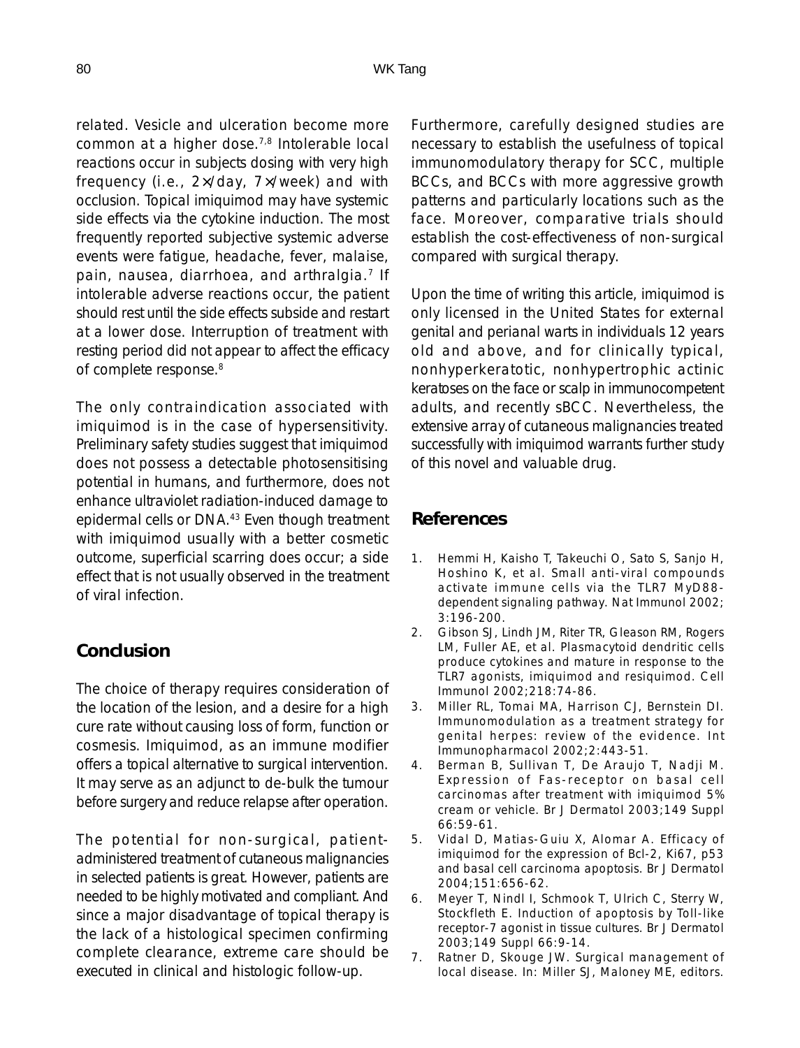related. Vesicle and ulceration become more common at a higher dose.[7,8] Intolerable local reactions occur in subjects dosing with very high frequency (i.e., 2×/day, 7×/week) and with occlusion. Topical imiquimod may have systemic side effects via the cytokine induction. The most frequently reported subjective systemic adverse events were fatigue, headache, fever, malaise, pain, nausea, diarrhoea, and arthralgia.[7] If intolerable adverse reactions occur, the patient should rest until the side effects subside and restart at a lower dose. Interruption of treatment with resting period did not appear to affect the efficacy of complete response.[8]

The only contraindication associated with imiquimod is in the case of hypersensitivity. Preliminary safety studies suggest that imiquimod does not possess a detectable photosensitising potential in humans, and furthermore, does not enhance ultraviolet radiation-induced damage to epidermal cells or DNA.[43] Even though treatment with imiquimod usually with a better cosmetic outcome, superficial scarring does occur; a side effect that is not usually observed in the treatment of viral infection.

## Conclusion

The choice of therapy requires consideration of the location of the lesion, and a desire for a high cure rate without causing loss of form, function or cosmesis. Imiquimod, as an immune modifier offers a topical alternative to surgical intervention. It may serve as an adjunct to de-bulk the tumour before surgery and reduce relapse after operation.

The potential for non-surgical, patient-administered treatment of cutaneous malignancies in selected patients is great. However, patients are needed to be highly motivated and compliant. And since a major disadvantage of topical therapy is the lack of a histological specimen confirming complete clearance, extreme care should be executed in clinical and histologic follow-up.

Furthermore, carefully designed studies are necessary to establish the usefulness of topical immunomodulatory therapy for SCC, multiple BCCs, and BCCs with more aggressive growth patterns and particularly locations such as the face. Moreover, comparative trials should establish the cost-effectiveness of non-surgical compared with surgical therapy.

Upon the time of writing this article, imiquimod is only licensed in the United States for external genital and perianal warts in individuals 12 years old and above, and for clinically typical, nonhyperkeratotic, nonhypertrophic actinic keratoses on the face or scalp in immunocompetent adults, and recently sBCC. Nevertheless, the extensive array of cutaneous malignancies treated successfully with imiquimod warrants further study of this novel and valuable drug.

## References

1. Hemmi H, Kaisho T, Takeuchi O, Sato S, Sanjo H, Hoshino K, et al. Small anti-viral compounds activate immune cells via the TLR7 MyD88-dependent signaling pathway. Nat Immunol 2002; 3:196-200.
2. Gibson SJ, Lindh JM, Riter TR, Gleason RM, Rogers LM, Fuller AE, et al. Plasmacytoid dendritic cells produce cytokines and mature in response to the TLR7 agonists, imiquimod and resiquimod. Cell Immunol 2002;218:74-86.
3. Miller RL, Tomai MA, Harrison CJ, Bernstein DI. Immunomodulation as a treatment strategy for genital herpes: review of the evidence. Int Immunopharmacol 2002;2:443-51.
4. Berman B, Sullivan T, De Araujo T, Nadji M. Expression of Fas-receptor on basal cell carcinomas after treatment with imiquimod 5% cream or vehicle. Br J Dermatol 2003;149 Suppl 66:59-61.
5. Vidal D, Matias-Guiu X, Alomar A. Efficacy of imiquimod for the expression of Bcl-2, Ki67, p53 and basal cell carcinoma apoptosis. Br J Dermatol 2004;151:656-62.
6. Meyer T, Nindl I, Schmook T, Ulrich C, Sterry W, Stockfleth E. Induction of apoptosis by Toll-like receptor-7 agonist in tissue cultures. Br J Dermatol 2003;149 Suppl 66:9-14.
7. Ratner D, Skouge JW. Surgical management of local disease. In: Miller SJ, Maloney ME, editors.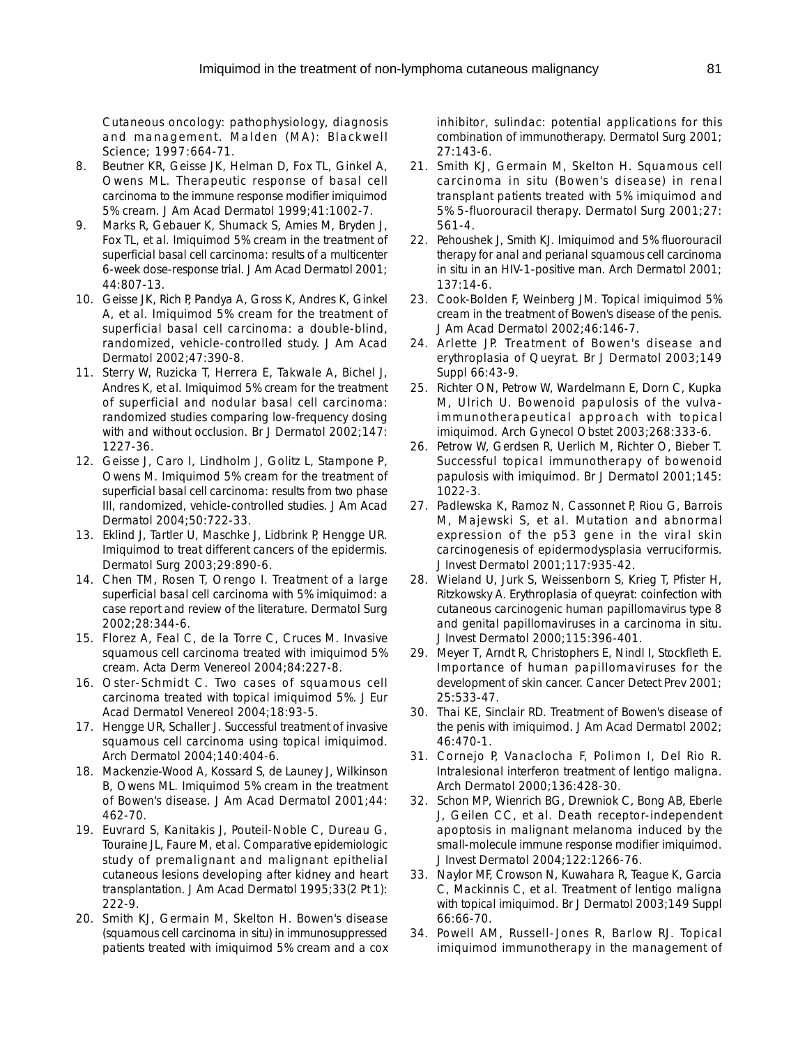Cutaneous oncology: pathophysiology, diagnosis and management. Malden (MA): Blackwell Science; 1997:664-71.

8. Beutner KR, Geisse JK, Helman D, Fox TL, Ginkel A, Owens ML. Therapeutic response of basal cell carcinoma to the immune response modifier imiquimod 5% cream. J Am Acad Dermatol 1999;41:1002-7.
9. Marks R, Gebauer K, Shumack S, Amies M, Bryden J, Fox TL, et al. Imiquimod 5% cream in the treatment of superficial basal cell carcinoma: results of a multicenter 6-week dose-response trial. J Am Acad Dermatol 2001; 44:807-13.
10. Geisse JK, Rich P, Pandya A, Gross K, Andres K, Ginkel A, et al. Imiquimod 5% cream for the treatment of superficial basal cell carcinoma: a double-blind, randomized, vehicle-controlled study. J Am Acad Dermatol 2002;47:390-8.
11. Sterry W, Ruzicka T, Herrera E, Takwale A, Bichel J, Andres K, et al. Imiquimod 5% cream for the treatment of superficial and nodular basal cell carcinoma: randomized studies comparing low-frequency dosing with and without occlusion. Br J Dermatol 2002;147: 1227-36.
12. Geisse J, Caro I, Lindholm J, Golitz L, Stampone P, Owens M. Imiquimod 5% cream for the treatment of superficial basal cell carcinoma: results from two phase III, randomized, vehicle-controlled studies. J Am Acad Dermatol 2004;50:722-33.
13. Eklind J, Tartler U, Maschke J, Lidbrink P, Hengge UR. Imiquimod to treat different cancers of the epidermis. Dermatol Surg 2003;29:890-6.
14. Chen TM, Rosen T, Orengo I. Treatment of a large superficial basal cell carcinoma with 5% imiquimod: a case report and review of the literature. Dermatol Surg 2002;28:344-6.
15. Florez A, Feal C, de la Torre C, Cruces M. Invasive squamous cell carcinoma treated with imiquimod 5% cream. Acta Derm Venereol 2004;84:227-8.
16. Oster-Schmidt C. Two cases of squamous cell carcinoma treated with topical imiquimod 5%. J Eur Acad Dermatol Venereol 2004;18:93-5.
17. Hengge UR, Schaller J. Successful treatment of invasive squamous cell carcinoma using topical imiquimod. Arch Dermatol 2004;140:404-6.
18. Mackenzie-Wood A, Kossard S, de Launey J, Wilkinson B, Owens ML. Imiquimod 5% cream in the treatment of Bowen's disease. J Am Acad Dermatol 2001;44: 462-70.
19. Euvrard S, Kanitakis J, Pouteil-Noble C, Dureau G, Touraine JL, Faure M, et al. Comparative epidemiologic study of premalignant and malignant epithelial cutaneous lesions developing after kidney and heart transplantation. J Am Acad Dermatol 1995;33(2 Pt 1): 222-9.
20. Smith KJ, Germain M, Skelton H. Bowen's disease (squamous cell carcinoma in situ) in immunosuppressed patients treated with imiquimod 5% cream and a cox inhibitor, sulindac: potential applications for this combination of immunotherapy. Dermatol Surg 2001; 27:143-6.
21. Smith KJ, Germain M, Skelton H. Squamous cell carcinoma in situ (Bowen's disease) in renal transplant patients treated with 5% imiquimod and 5% 5-fluorouracil therapy. Dermatol Surg 2001;27: 561-4.
22. Pehoushek J, Smith KJ. Imiquimod and 5% fluorouracil therapy for anal and perianal squamous cell carcinoma in situ in an HIV-1-positive man. Arch Dermatol 2001; 137:14-6.
23. Cook-Bolden F, Weinberg JM. Topical imiquimod 5% cream in the treatment of Bowen's disease of the penis. J Am Acad Dermatol 2002;46:146-7.
24. Arlette JP. Treatment of Bowen's disease and erythroplasia of Queyrat. Br J Dermatol 2003;149 Suppl 66:43-9.
25. Richter ON, Petrow W, Wardelmann E, Dorn C, Kupka M, Ulrich U. Bowenoid papulosis of the vulva-immunotherapeutical approach with topical imiquimod. Arch Gynecol Obstet 2003;268:333-6.
26. Petrow W, Gerdsen R, Uerlich M, Richter O, Bieber T. Successful topical immunotherapy of bowenoid papulosis with imiquimod. Br J Dermatol 2001;145: 1022-3.
27. Padlewska K, Ramoz N, Cassonnet P, Riou G, Barrois M, Majewski S, et al. Mutation and abnormal expression of the p53 gene in the viral skin carcinogenesis of epidermodysplasia verruciformis. J Invest Dermatol 2001;117:935-42.
28. Wieland U, Jurk S, Weissenborn S, Krieg T, Pfister H, Ritzkowsky A. Erythroplasia of queyrat: coinfection with cutaneous carcinogenic human papillomavirus type 8 and genital papillomaviruses in a carcinoma in situ. J Invest Dermatol 2000;115:396-401.
29. Meyer T, Arndt R, Christophers E, Nindl I, Stockfleth E. Importance of human papillomaviruses for the development of skin cancer. Cancer Detect Prev 2001; 25:533-47.
30. Thai KE, Sinclair RD. Treatment of Bowen's disease of the penis with imiquimod. J Am Acad Dermatol 2002; 46:470-1.
31. Cornejo P, Vanaclocha F, Polimon I, Del Rio R. Intralesional interferon treatment of lentigo maligna. Arch Dermatol 2000;136:428-30.
32. Schon MP, Wienrich BG, Drewniok C, Bong AB, Eberle J, Geilen CC, et al. Death receptor-independent apoptosis in malignant melanoma induced by the small-molecule immune response modifier imiquimod. J Invest Dermatol 2004;122:1266-76.
33. Naylor MF, Crowson N, Kuwahara R, Teague K, Garcia C, Mackinnis C, et al. Treatment of lentigo maligna with topical imiquimod. Br J Dermatol 2003;149 Suppl 66:66-70.
34. Powell AM, Russell-Jones R, Barlow RJ. Topical imiquimod immunotherapy in the management of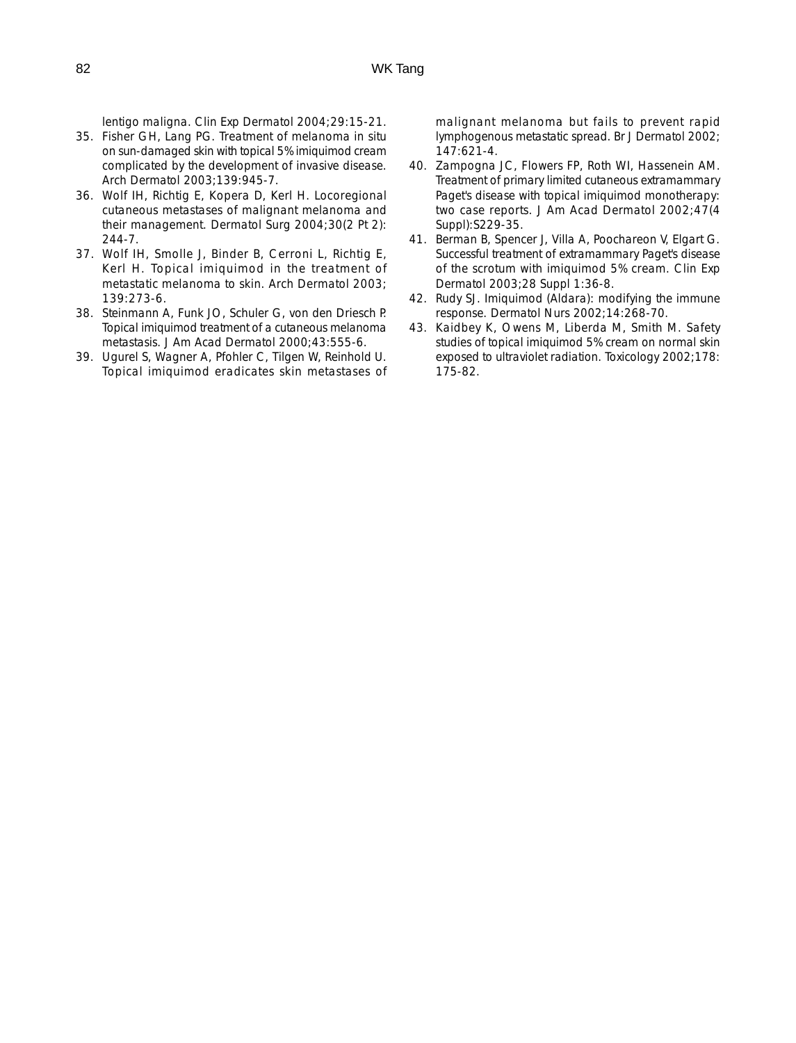lentigo maligna. Clin Exp Dermatol 2004;29:15-21.

35. Fisher GH, Lang PG. Treatment of melanoma in situ on sun-damaged skin with topical 5% imiquimod cream complicated by the development of invasive disease. Arch Dermatol 2003;139:945-7.
36. Wolf IH, Richtig E, Kopera D, Kerl H. Locoregional cutaneous metastases of malignant melanoma and their management. Dermatol Surg 2004;30(2 Pt 2): 244-7.
37. Wolf IH, Smolle J, Binder B, Cerroni L, Richtig E, Kerl H. Topical imiquimod in the treatment of metastatic melanoma to skin. Arch Dermatol 2003; 139:273-6.
38. Steinmann A, Funk JO, Schuler G, von den Driesch P. Topical imiquimod treatment of a cutaneous melanoma metastasis. J Am Acad Dermatol 2000;43:555-6.
39. Ugurel S, Wagner A, Pfohler C, Tilgen W, Reinhold U. Topical imiquimod eradicates skin metastases of malignant melanoma but fails to prevent rapid lymphogenous metastatic spread. Br J Dermatol 2002; 147:621-4.
40. Zampogna JC, Flowers FP, Roth WI, Hassenein AM. Treatment of primary limited cutaneous extramammary Paget's disease with topical imiquimod monotherapy: two case reports. J Am Acad Dermatol 2002;47(4 Suppl):S229-35.
41. Berman B, Spencer J, Villa A, Poochareon V, Elgart G. Successful treatment of extramammary Paget's disease of the scrotum with imiquimod 5% cream. Clin Exp Dermatol 2003;28 Suppl 1:36-8.
42. Rudy SJ. Imiquimod (Aldara): modifying the immune response. Dermatol Nurs 2002;14:268-70.
43. Kaidbey K, Owens M, Liberda M, Smith M. Safety studies of topical imiquimod 5% cream on normal skin exposed to ultraviolet radiation. Toxicology 2002;178: 175-82.